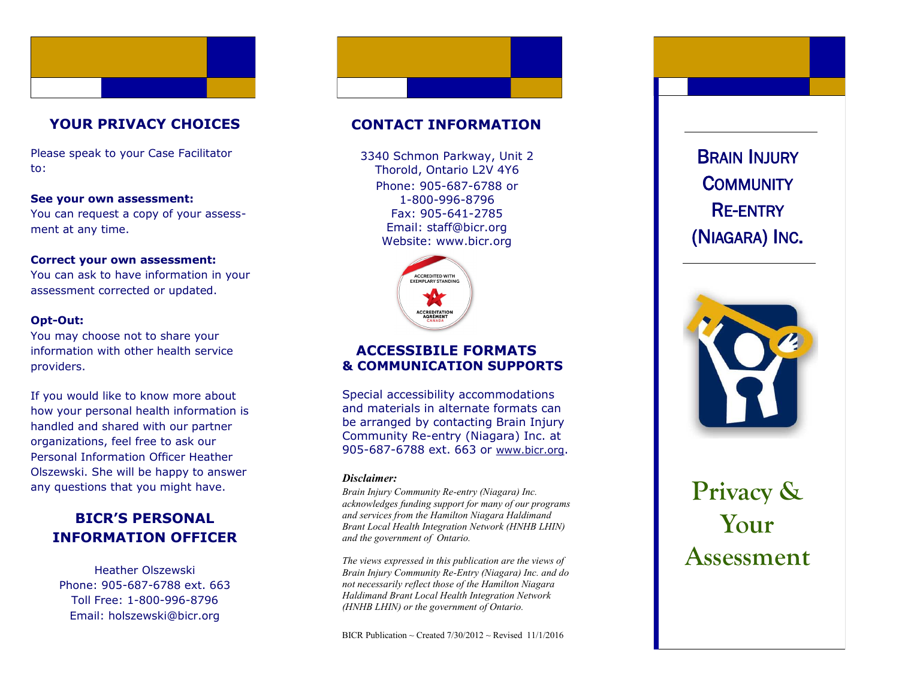## YOUR PRIVACY CHOICES

Please speak to your Case Facilitator to:

**See your own assessment:**
You can request a copy of your assessment at any time.

**Correct your own assessment:**
You can ask to have information in your assessment corrected or updated.

**Opt-Out:**
You may choose not to share your information with other health service providers.

If you would like to know more about how your personal health information is handled and shared with our partner organizations, feel free to ask our Personal Information Officer Heather Olszewski. She will be happy to answer any questions that you might have.

## BICR'S PERSONAL INFORMATION OFFICER

Heather Olszewski
Phone: 905-687-6788 ext. 663
Toll Free: 1-800-996-8796
Email: holszewski@bicr.org

## CONTACT INFORMATION

3340 Schmon Parkway, Unit 2
Thorold, Ontario L2V 4Y6
Phone: 905-687-6788 or
1-800-996-8796
Fax: 905-641-2785
Email: staff@bicr.org
Website: www.bicr.org

ACCREDITED WITH EXEMPLARY STANDING
ACCREDITATION AGRÉMENT CANADA

## ACCESSIBILE FORMATS & COMMUNICATION SUPPORTS

Special accessibility accommodations and materials in alternate formats can be arranged by contacting Brain Injury Community Re-entry (Niagara) Inc. at 905-687-6788 ext. 663 or www.bicr.org.

***Disclaimer:***

*Brain Injury Community Re-entry (Niagara) Inc. acknowledges funding support for many of our programs and services from the Hamilton Niagara Haldimand Brant Local Health Integration Network (HNHB LHIN) and the government of Ontario.*

*The views expressed in this publication are the views of Brain Injury Community Re-Entry (Niagara) Inc. and do not necessarily reflect those of the Hamilton Niagara Haldimand Brant Local Health Integration Network (HNHB LHIN) or the government of Ontario.*

BICR Publication ~ Created 7/30/2012 ~ Revised 11/1/2016

# BRAIN INJURY COMMUNITY RE-ENTRY (NIAGARA) INC.

# Privacy & Your Assessment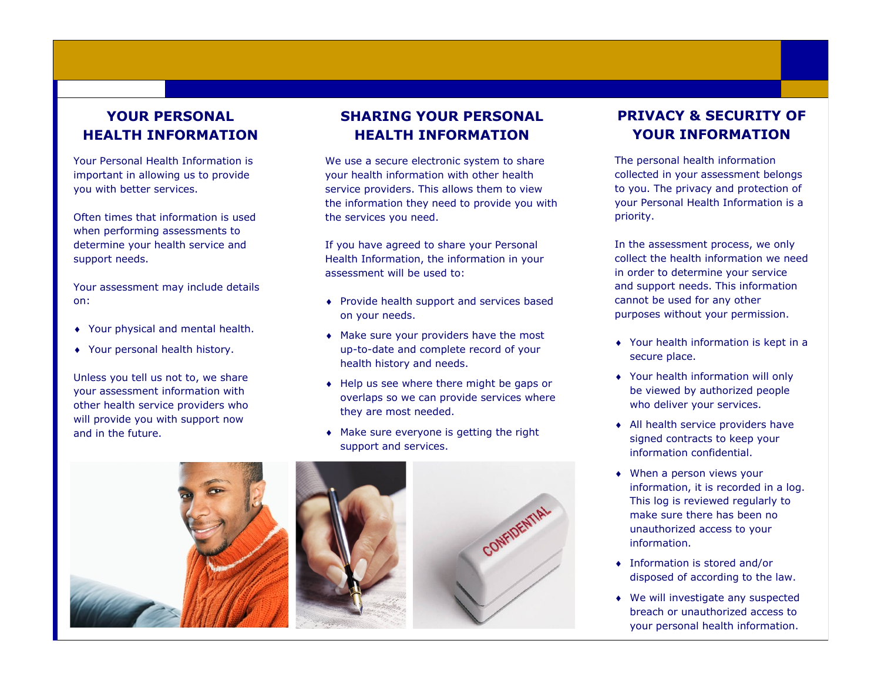## YOUR PERSONAL HEALTH INFORMATION

Your Personal Health Information is important in allowing us to provide you with better services.

Often times that information is used when performing assessments to determine your health service and support needs.

Your assessment may include details on:

- Your physical and mental health.
- Your personal health history.

Unless you tell us not to, we share your assessment information with other health service providers who will provide you with support now and in the future.

## SHARING YOUR PERSONAL HEALTH INFORMATION

We use a secure electronic system to share your health information with other health service providers. This allows them to view the information they need to provide you with the services you need.

If you have agreed to share your Personal Health Information, the information in your assessment will be used to:

- Provide health support and services based on your needs.
- Make sure your providers have the most up-to-date and complete record of your health history and needs.
- Help us see where there might be gaps or overlaps so we can provide services where they are most needed.
- Make sure everyone is getting the right support and services.

## PRIVACY & SECURITY OF YOUR INFORMATION

The personal health information collected in your assessment belongs to you. The privacy and protection of your Personal Health Information is a priority.

In the assessment process, we only collect the health information we need in order to determine your service and support needs. This information cannot be used for any other purposes without your permission.

- Your health information is kept in a secure place.
- Your health information will only be viewed by authorized people who deliver your services.
- All health service providers have signed contracts to keep your information confidential.
- When a person views your information, it is recorded in a log. This log is reviewed regularly to make sure there has been no unauthorized access to your information.
- Information is stored and/or disposed of according to the law.
- We will investigate any suspected breach or unauthorized access to your personal health information.